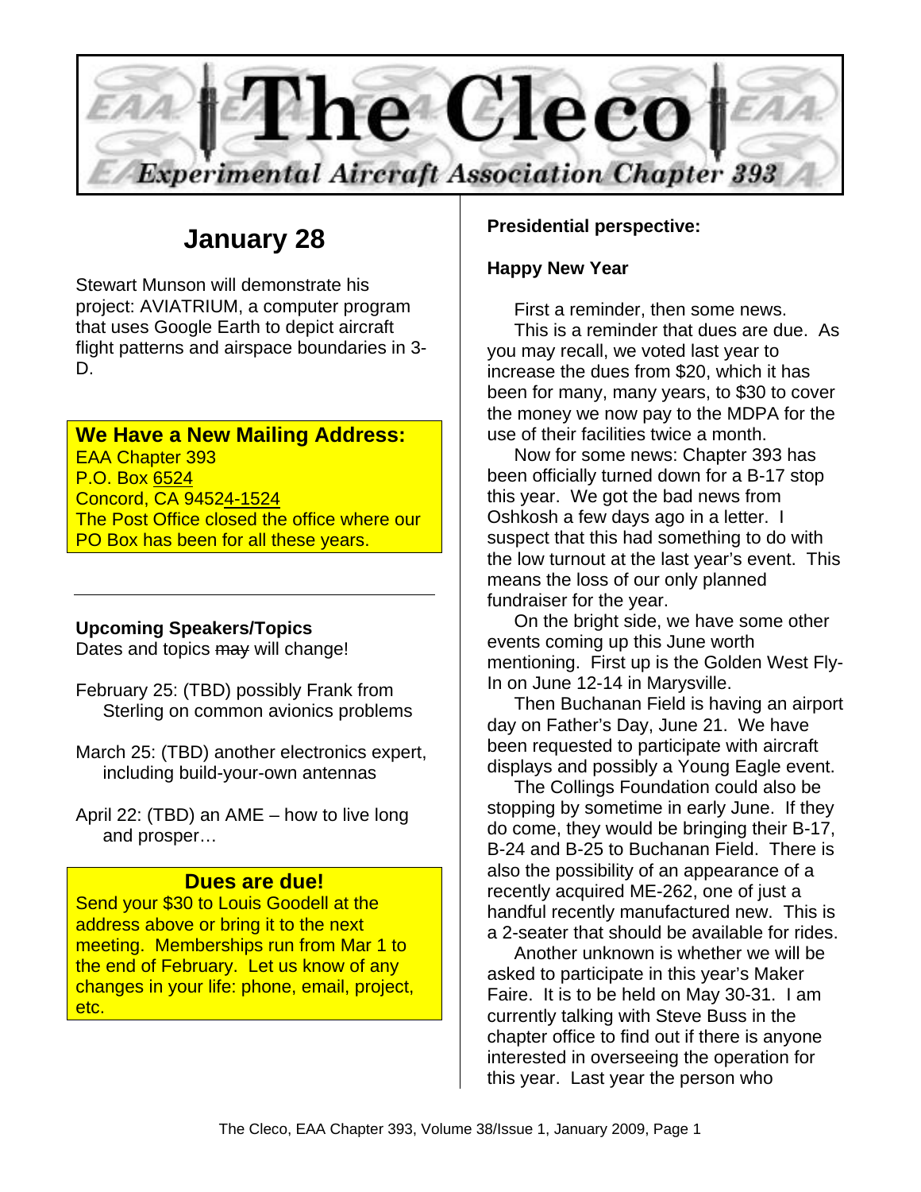# The Cleco

*Experimental Aircraft Association Chapter 393*

## January 28

Stewart Munson will demonstrate his project: AVIATRIUM, a computer program that uses Google Earth to depict aircraft flight patterns and airspace boundaries in 3-D.

**We Have a New Mailing Address:**
EAA Chapter 393
P.O. Box 6524
Concord, CA 94524-1524
The Post Office closed the office where our PO Box has been for all these years.

---

**Upcoming Speakers/Topics**
Dates and topics ~~may~~ will change!

February 25: (TBD) possibly Frank from Sterling on common avionics problems

March 25: (TBD) another electronics expert, including build-your-own antennas

April 22: (TBD) an AME – how to live long and prosper…

**Dues are due!**
Send your $30 to Louis Goodell at the address above or bring it to the next meeting. Memberships run from Mar 1 to the end of February. Let us know of any changes in your life: phone, email, project, etc.

**Presidential perspective:**

**Happy New Year**

First a reminder, then some news.

This is a reminder that dues are due. As you may recall, we voted last year to increase the dues from $20, which it has been for many, many years, to $30 to cover the money we now pay to the MDPA for the use of their facilities twice a month.

Now for some news: Chapter 393 has been officially turned down for a B-17 stop this year. We got the bad news from Oshkosh a few days ago in a letter. I suspect that this had something to do with the low turnout at the last year's event. This means the loss of our only planned fundraiser for the year.

On the bright side, we have some other events coming up this June worth mentioning. First up is the Golden West Fly-In on June 12-14 in Marysville.

Then Buchanan Field is having an airport day on Father's Day, June 21. We have been requested to participate with aircraft displays and possibly a Young Eagle event.

The Collings Foundation could also be stopping by sometime in early June. If they do come, they would be bringing their B-17, B-24 and B-25 to Buchanan Field. There is also the possibility of an appearance of a recently acquired ME-262, one of just a handful recently manufactured new. This is a 2-seater that should be available for rides.

Another unknown is whether we will be asked to participate in this year's Maker Faire. It is to be held on May 30-31. I am currently talking with Steve Buss in the chapter office to find out if there is anyone interested in overseeing the operation for this year. Last year the person who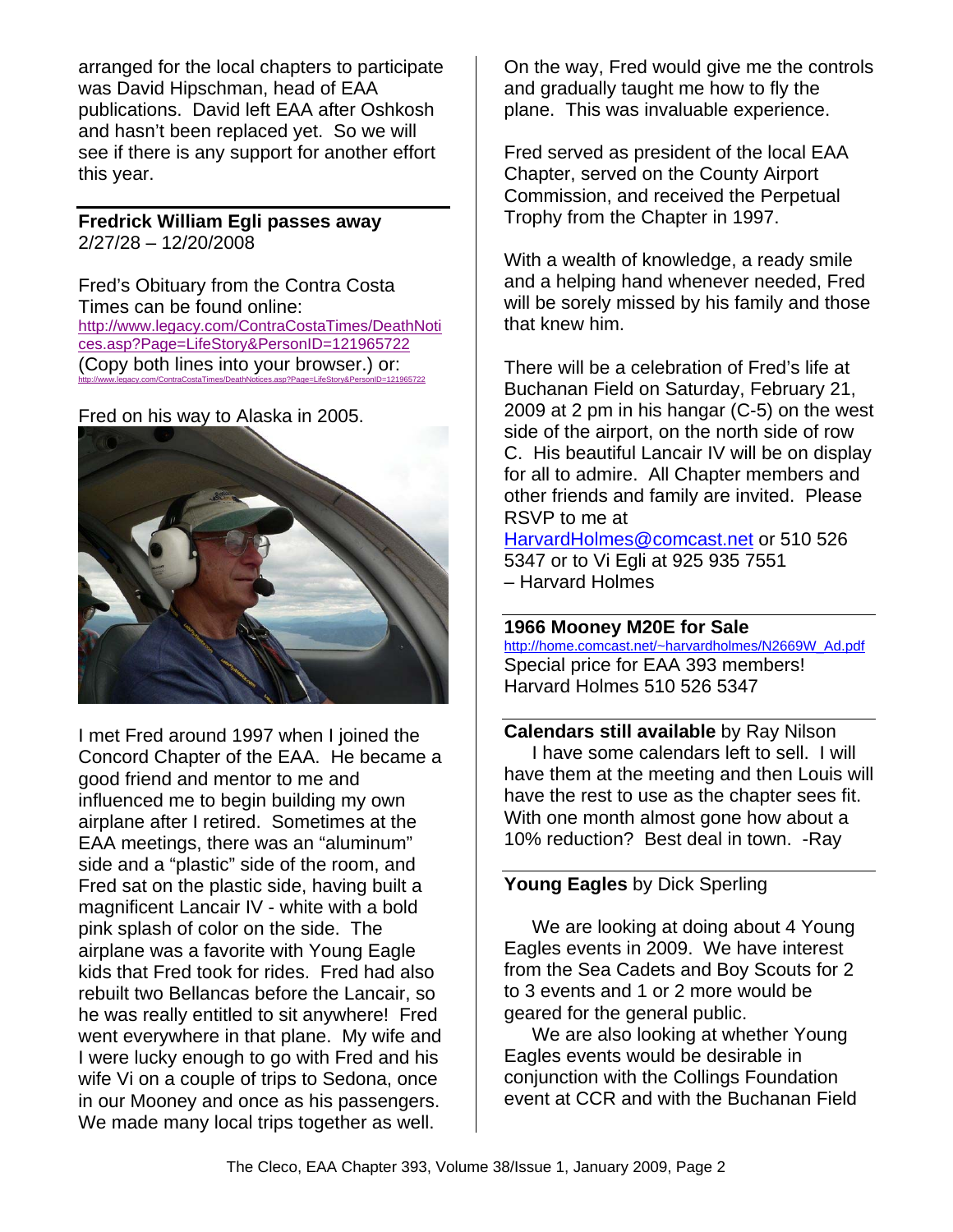arranged for the local chapters to participate was David Hipschman, head of EAA publications. David left EAA after Oshkosh and hasn't been replaced yet. So we will see if there is any support for another effort this year.

---

**Fredrick William Egli passes away**
2/27/28 – 12/20/2008

Fred's Obituary from the Contra Costa Times can be found online:
http://www.legacy.com/ContraCostaTimes/DeathNotices.asp?Page=LifeStory&PersonID=121965722
(Copy both lines into your browser.) or:
http://www.legacy.com/ContraCostaTimes/DeathNotices.asp?Page=LifeStory&PersonID=121965722

Fred on his way to Alaska in 2005.

I met Fred around 1997 when I joined the Concord Chapter of the EAA. He became a good friend and mentor to me and influenced me to begin building my own airplane after I retired. Sometimes at the EAA meetings, there was an "aluminum" side and a "plastic" side of the room, and Fred sat on the plastic side, having built a magnificent Lancair IV - white with a bold pink splash of color on the side. The airplane was a favorite with Young Eagle kids that Fred took for rides. Fred had also rebuilt two Bellancas before the Lancair, so he was really entitled to sit anywhere! Fred went everywhere in that plane. My wife and I were lucky enough to go with Fred and his wife Vi on a couple of trips to Sedona, once in our Mooney and once as his passengers. We made many local trips together as well.

On the way, Fred would give me the controls and gradually taught me how to fly the plane. This was invaluable experience.

Fred served as president of the local EAA Chapter, served on the County Airport Commission, and received the Perpetual Trophy from the Chapter in 1997.

With a wealth of knowledge, a ready smile and a helping hand whenever needed, Fred will be sorely missed by his family and those that knew him.

There will be a celebration of Fred's life at Buchanan Field on Saturday, February 21, 2009 at 2 pm in his hangar (C-5) on the west side of the airport, on the north side of row C. His beautiful Lancair IV will be on display for all to admire. All Chapter members and other friends and family are invited. Please RSVP to me at HarvardHolmes@comcast.net or 510 526 5347 or to Vi Egli at 925 935 7551
– Harvard Holmes

---

**1966 Mooney M20E for Sale**
http://home.comcast.net/~harvardholmes/N2669W_Ad.pdf
Special price for EAA 393 members!
Harvard Holmes 510 526 5347

---

**Calendars still available** by Ray Nilson

I have some calendars left to sell. I will have them at the meeting and then Louis will have the rest to use as the chapter sees fit. With one month almost gone how about a 10% reduction? Best deal in town. -Ray

---

**Young Eagles** by Dick Sperling

We are looking at doing about 4 Young Eagles events in 2009. We have interest from the Sea Cadets and Boy Scouts for 2 to 3 events and 1 or 2 more would be geared for the general public.

We are also looking at whether Young Eagles events would be desirable in conjunction with the Collings Foundation event at CCR and with the Buchanan Field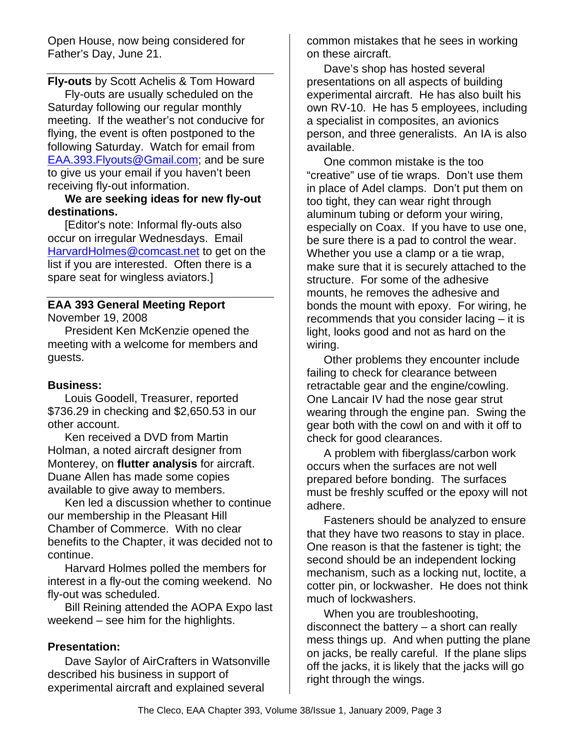Open House, now being considered for Father's Day, June 21.

---

**Fly-outs** by Scott Achelis & Tom Howard

Fly-outs are usually scheduled on the Saturday following our regular monthly meeting. If the weather's not conducive for flying, the event is often postponed to the following Saturday. Watch for email from EAA.393.Flyouts@Gmail.com; and be sure to give us your email if you haven't been receiving fly-out information.

**We are seeking ideas for new fly-out destinations.**

[Editor's note: Informal fly-outs also occur on irregular Wednesdays. Email HarvardHolmes@comcast.net to get on the list if you are interested. Often there is a spare seat for wingless aviators.]

---

**EAA 393 General Meeting Report**

November 19, 2008

President Ken McKenzie opened the meeting with a welcome for members and guests.

**Business:**

Louis Goodell, Treasurer, reported $736.29 in checking and $2,650.53 in our other account.

Ken received a DVD from Martin Holman, a noted aircraft designer from Monterey, on **flutter analysis** for aircraft. Duane Allen has made some copies available to give away to members.

Ken led a discussion whether to continue our membership in the Pleasant Hill Chamber of Commerce. With no clear benefits to the Chapter, it was decided not to continue.

Harvard Holmes polled the members for interest in a fly-out the coming weekend. No fly-out was scheduled.

Bill Reining attended the AOPA Expo last weekend – see him for the highlights.

**Presentation:**

Dave Saylor of AirCrafters in Watsonville described his business in support of experimental aircraft and explained several common mistakes that he sees in working on these aircraft.

Dave's shop has hosted several presentations on all aspects of building experimental aircraft. He has also built his own RV-10. He has 5 employees, including a specialist in composites, an avionics person, and three generalists. An IA is also available.

One common mistake is the too "creative" use of tie wraps. Don't use them in place of Adel clamps. Don't put them on too tight, they can wear right through aluminum tubing or deform your wiring, especially on Coax. If you have to use one, be sure there is a pad to control the wear. Whether you use a clamp or a tie wrap, make sure that it is securely attached to the structure. For some of the adhesive mounts, he removes the adhesive and bonds the mount with epoxy. For wiring, he recommends that you consider lacing – it is light, looks good and not as hard on the wiring.

Other problems they encounter include failing to check for clearance between retractable gear and the engine/cowling. One Lancair IV had the nose gear strut wearing through the engine pan. Swing the gear both with the cowl on and with it off to check for good clearances.

A problem with fiberglass/carbon work occurs when the surfaces are not well prepared before bonding. The surfaces must be freshly scuffed or the epoxy will not adhere.

Fasteners should be analyzed to ensure that they have two reasons to stay in place. One reason is that the fastener is tight; the second should be an independent locking mechanism, such as a locking nut, loctite, a cotter pin, or lockwasher. He does not think much of lockwashers.

When you are troubleshooting, disconnect the battery – a short can really mess things up. And when putting the plane on jacks, be really careful. If the plane slips off the jacks, it is likely that the jacks will go right through the wings.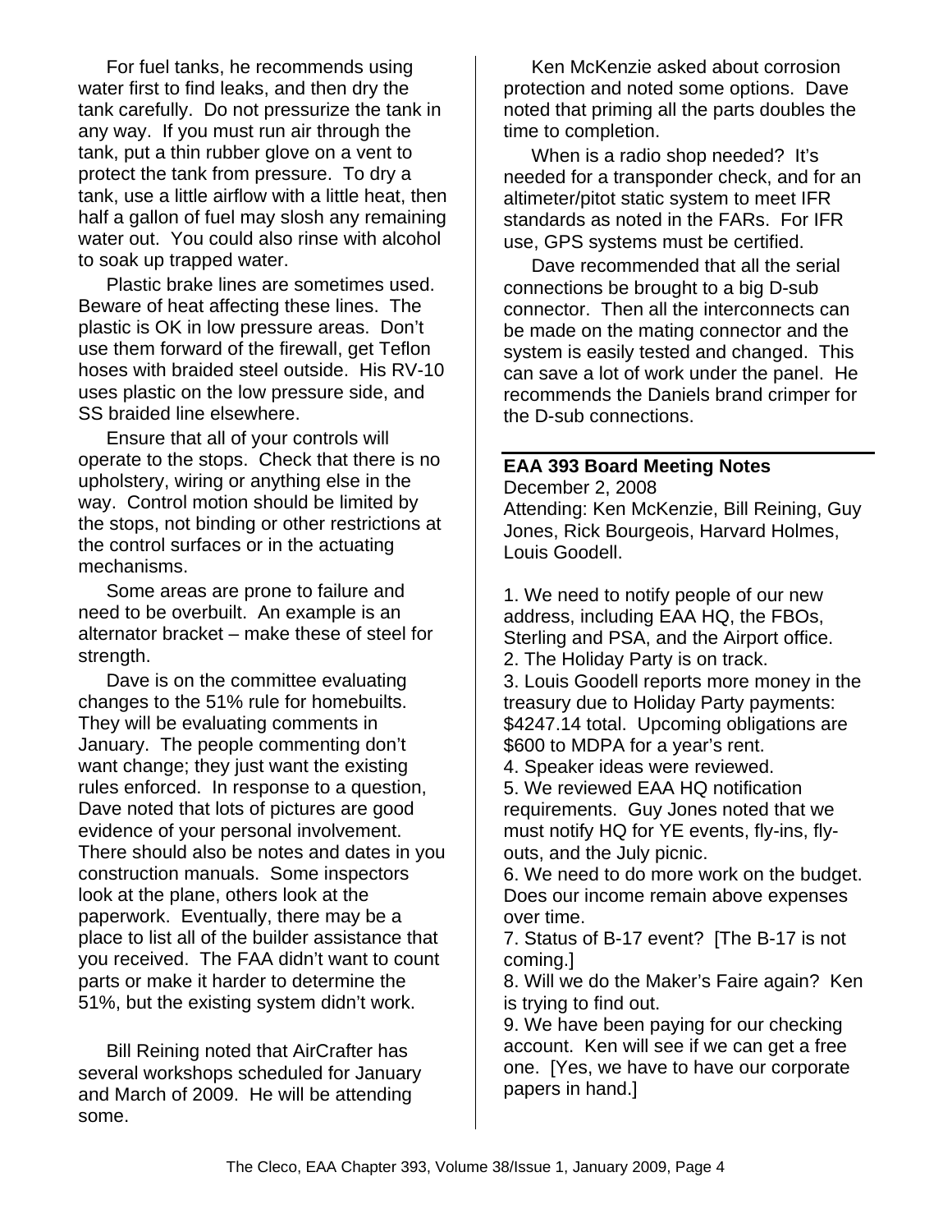For fuel tanks, he recommends using water first to find leaks, and then dry the tank carefully. Do not pressurize the tank in any way. If you must run air through the tank, put a thin rubber glove on a vent to protect the tank from pressure. To dry a tank, use a little airflow with a little heat, then half a gallon of fuel may slosh any remaining water out. You could also rinse with alcohol to soak up trapped water.

Plastic brake lines are sometimes used. Beware of heat affecting these lines. The plastic is OK in low pressure areas. Don't use them forward of the firewall, get Teflon hoses with braided steel outside. His RV-10 uses plastic on the low pressure side, and SS braided line elsewhere.

Ensure that all of your controls will operate to the stops. Check that there is no upholstery, wiring or anything else in the way. Control motion should be limited by the stops, not binding or other restrictions at the control surfaces or in the actuating mechanisms.

Some areas are prone to failure and need to be overbuilt. An example is an alternator bracket – make these of steel for strength.

Dave is on the committee evaluating changes to the 51% rule for homebuilts. They will be evaluating comments in January. The people commenting don't want change; they just want the existing rules enforced. In response to a question, Dave noted that lots of pictures are good evidence of your personal involvement. There should also be notes and dates in you construction manuals. Some inspectors look at the plane, others look at the paperwork. Eventually, there may be a place to list all of the builder assistance that you received. The FAA didn't want to count parts or make it harder to determine the 51%, but the existing system didn't work.

Bill Reining noted that AirCrafter has several workshops scheduled for January and March of 2009. He will be attending some.

Ken McKenzie asked about corrosion protection and noted some options. Dave noted that priming all the parts doubles the time to completion.

When is a radio shop needed? It's needed for a transponder check, and for an altimeter/pitot static system to meet IFR standards as noted in the FARs. For IFR use, GPS systems must be certified.

Dave recommended that all the serial connections be brought to a big D-sub connector. Then all the interconnects can be made on the mating connector and the system is easily tested and changed. This can save a lot of work under the panel. He recommends the Daniels brand crimper for the D-sub connections.

## EAA 393 Board Meeting Notes

December 2, 2008
Attending: Ken McKenzie, Bill Reining, Guy Jones, Rick Bourgeois, Harvard Holmes, Louis Goodell.

1. We need to notify people of our new address, including EAA HQ, the FBOs, Sterling and PSA, and the Airport office.
2. The Holiday Party is on track.
3. Louis Goodell reports more money in the treasury due to Holiday Party payments: $4247.14 total. Upcoming obligations are $600 to MDPA for a year's rent.
4. Speaker ideas were reviewed.
5. We reviewed EAA HQ notification requirements. Guy Jones noted that we must notify HQ for YE events, fly-ins, fly-outs, and the July picnic.
6. We need to do more work on the budget. Does our income remain above expenses over time.
7. Status of B-17 event? [The B-17 is not coming.]
8. Will we do the Maker's Faire again? Ken is trying to find out.
9. We have been paying for our checking account. Ken will see if we can get a free one. [Yes, we have to have our corporate papers in hand.]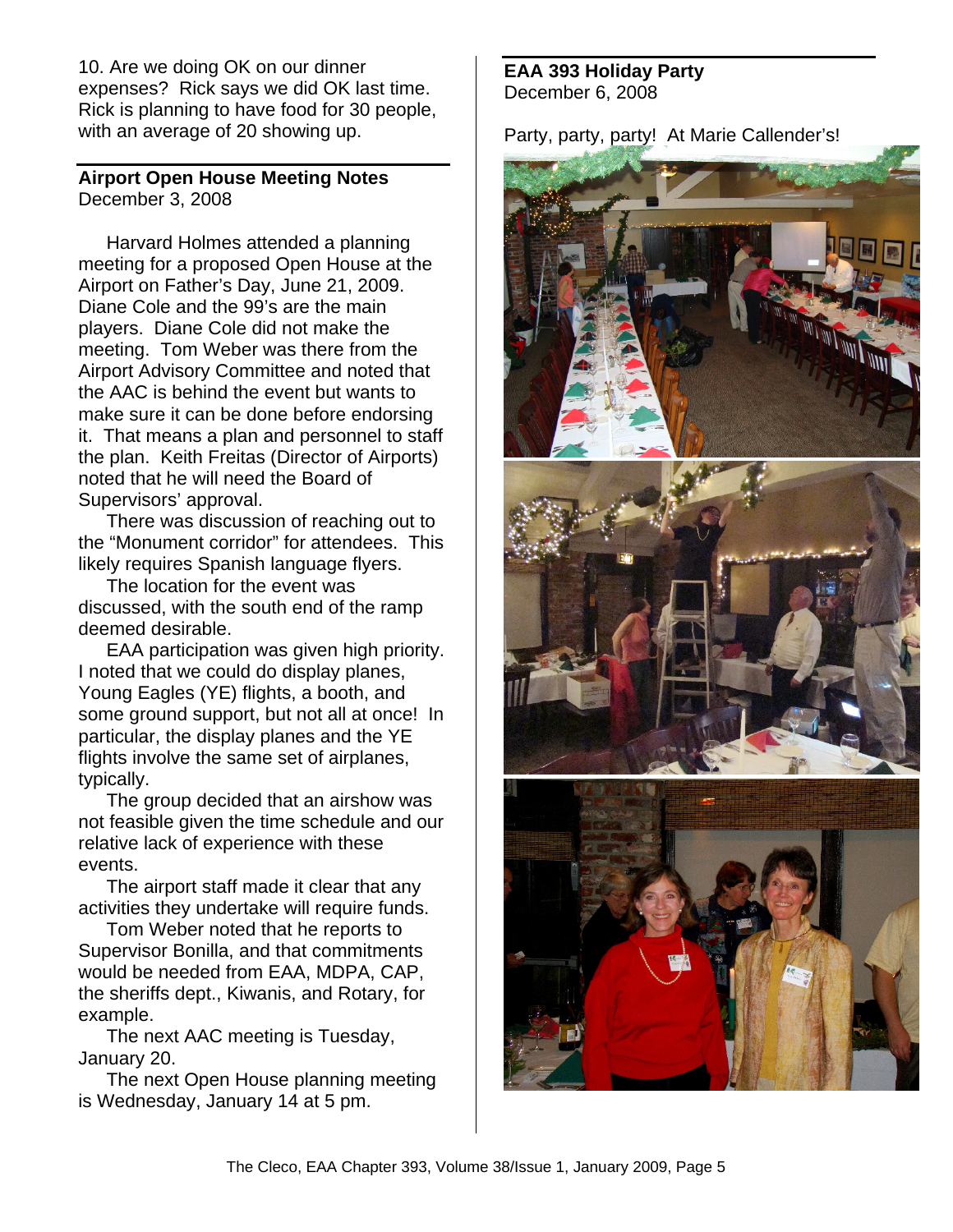10. Are we doing OK on our dinner expenses? Rick says we did OK last time. Rick is planning to have food for 30 people, with an average of 20 showing up.

## Airport Open House Meeting Notes

December 3, 2008

Harvard Holmes attended a planning meeting for a proposed Open House at the Airport on Father's Day, June 21, 2009. Diane Cole and the 99's are the main players. Diane Cole did not make the meeting. Tom Weber was there from the Airport Advisory Committee and noted that the AAC is behind the event but wants to make sure it can be done before endorsing it. That means a plan and personnel to staff the plan. Keith Freitas (Director of Airports) noted that he will need the Board of Supervisors' approval.

There was discussion of reaching out to the "Monument corridor" for attendees. This likely requires Spanish language flyers.

The location for the event was discussed, with the south end of the ramp deemed desirable.

EAA participation was given high priority. I noted that we could do display planes, Young Eagles (YE) flights, a booth, and some ground support, but not all at once! In particular, the display planes and the YE flights involve the same set of airplanes, typically.

The group decided that an airshow was not feasible given the time schedule and our relative lack of experience with these events.

The airport staff made it clear that any activities they undertake will require funds.

Tom Weber noted that he reports to Supervisor Bonilla, and that commitments would be needed from EAA, MDPA, CAP, the sheriffs dept., Kiwanis, and Rotary, for example.

The next AAC meeting is Tuesday, January 20.

The next Open House planning meeting is Wednesday, January 14 at 5 pm.

## EAA 393 Holiday Party

December 6, 2008

Party, party, party! At Marie Callender's!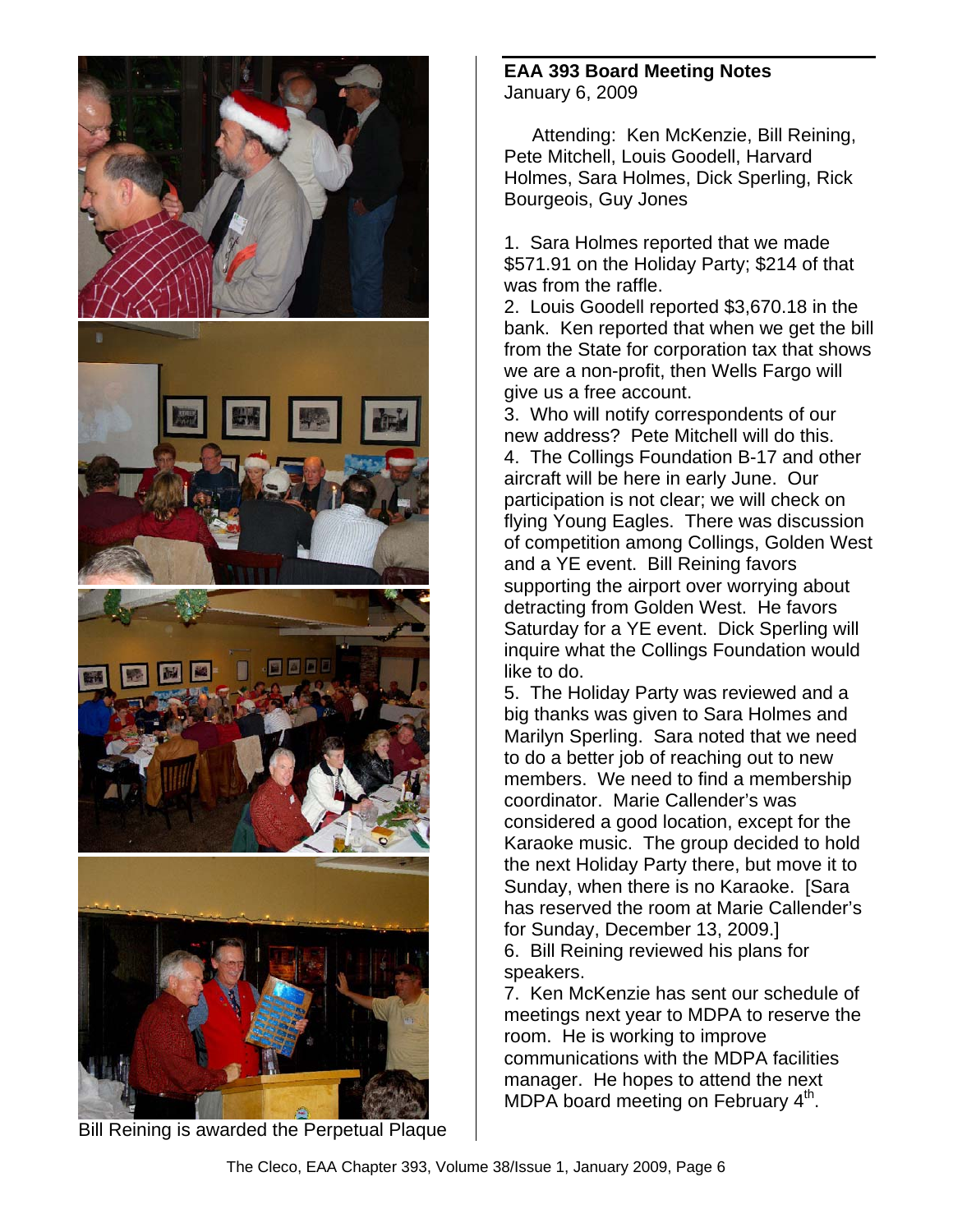Bill Reining is awarded the Perpetual Plaque

## EAA 393 Board Meeting Notes

January 6, 2009

Attending: Ken McKenzie, Bill Reining, Pete Mitchell, Louis Goodell, Harvard Holmes, Sara Holmes, Dick Sperling, Rick Bourgeois, Guy Jones

1. Sara Holmes reported that we made $571.91 on the Holiday Party; $214 of that was from the raffle.
2. Louis Goodell reported $3,670.18 in the bank. Ken reported that when we get the bill from the State for corporation tax that shows we are a non-profit, then Wells Fargo will give us a free account.
3. Who will notify correspondents of our new address? Pete Mitchell will do this.
4. The Collings Foundation B-17 and other aircraft will be here in early June. Our participation is not clear; we will check on flying Young Eagles. There was discussion of competition among Collings, Golden West and a YE event. Bill Reining favors supporting the airport over worrying about detracting from Golden West. He favors Saturday for a YE event. Dick Sperling will inquire what the Collings Foundation would like to do.
5. The Holiday Party was reviewed and a big thanks was given to Sara Holmes and Marilyn Sperling. Sara noted that we need to do a better job of reaching out to new members. We need to find a membership coordinator. Marie Callender's was considered a good location, except for the Karaoke music. The group decided to hold the next Holiday Party there, but move it to Sunday, when there is no Karaoke. [Sara has reserved the room at Marie Callender's for Sunday, December 13, 2009.]
6. Bill Reining reviewed his plans for speakers.
7. Ken McKenzie has sent our schedule of meetings next year to MDPA to reserve the room. He is working to improve communications with the MDPA facilities manager. He hopes to attend the next MDPA board meeting on February 4th.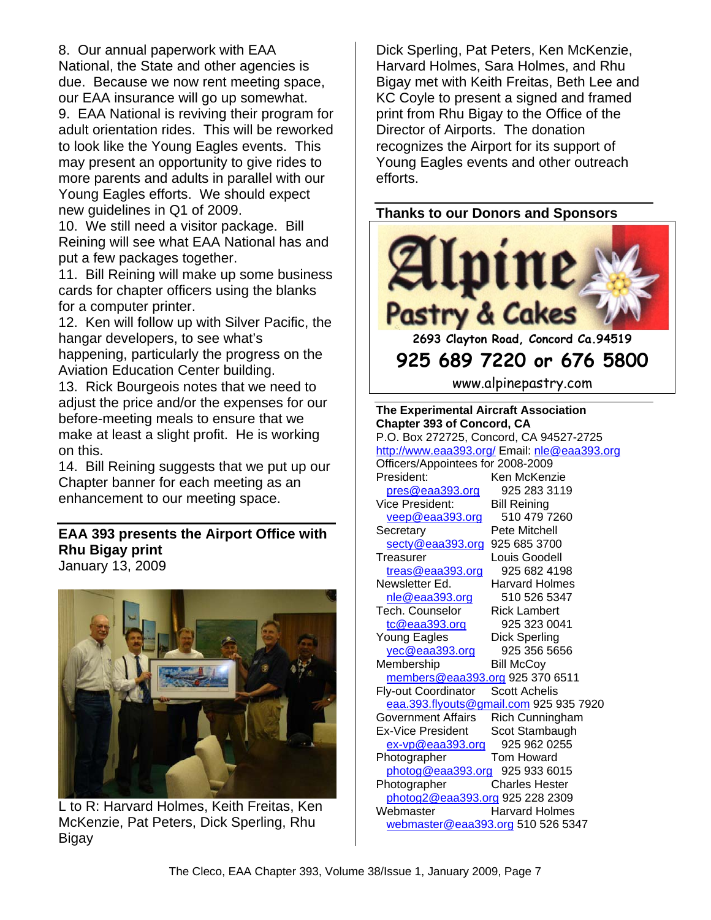8. Our annual paperwork with EAA National, the State and other agencies is due. Because we now rent meeting space, our EAA insurance will go up somewhat.
9. EAA National is reviving their program for adult orientation rides. This will be reworked to look like the Young Eagles events. This may present an opportunity to give rides to more parents and adults in parallel with our Young Eagles efforts. We should expect new guidelines in Q1 of 2009.
10. We still need a visitor package. Bill Reining will see what EAA National has and put a few packages together.
11. Bill Reining will make up some business cards for chapter officers using the blanks for a computer printer.
12. Ken will follow up with Silver Pacific, the hangar developers, to see what's happening, particularly the progress on the Aviation Education Center building.
13. Rick Bourgeois notes that we need to adjust the price and/or the expenses for our before-meeting meals to ensure that we make at least a slight profit. He is working on this.
14. Bill Reining suggests that we put up our Chapter banner for each meeting as an enhancement to our meeting space.

## EAA 393 presents the Airport Office with Rhu Bigay print

January 13, 2009

L to R: Harvard Holmes, Keith Freitas, Ken McKenzie, Pat Peters, Dick Sperling, Rhu Bigay

Dick Sperling, Pat Peters, Ken McKenzie, Harvard Holmes, Sara Holmes, and Rhu Bigay met with Keith Freitas, Beth Lee and KC Coyle to present a signed and framed print from Rhu Bigay to the Office of the Director of Airports. The donation recognizes the Airport for its support of Young Eagles events and other outreach efforts.

## Thanks to our Donors and Sponsors

**Alpine Pastry & Cakes**
2693 Clayton Road, Concord Ca.94519
925 689 7220 or 676 5800
www.alpinepastry.com

**The Experimental Aircraft Association Chapter 393 of Concord, CA**
P.O. Box 272725, Concord, CA 94527-2725
http://www.eaa393.org/ Email: nle@eaa393.org
Officers/Appointees for 2008-2009

| Position | Name / Email | Phone |
|---|---|---|
| President: | Ken McKenzie | |
| | pres@eaa393.org | 925 283 3119 |
| Vice President: | Bill Reining | |
| | veep@eaa393.org | 510 479 7260 |
| Secretary | Pete Mitchell | |
| | secty@eaa393.org | 925 685 3700 |
| Treasurer | Louis Goodell | |
| | treas@eaa393.org | 925 682 4198 |
| Newsletter Ed. | Harvard Holmes | |
| | nle@eaa393.org | 510 526 5347 |
| Tech. Counselor | Rick Lambert | |
| | tc@eaa393.org | 925 323 0041 |
| Young Eagles | Dick Sperling | |
| | yec@eaa393.org | 925 356 5656 |
| Membership | Bill McCoy | |
| | members@eaa393.org | 925 370 6511 |
| Fly-out Coordinator | Scott Achelis | |
| | eaa.393.flyouts@gmail.com | 925 935 7920 |
| Government Affairs | Rich Cunningham | |
| Ex-Vice President | Scot Stambaugh | |
| | ex-vp@eaa393.org | 925 962 0255 |
| Photographer | Tom Howard | |
| | photog@eaa393.org | 925 933 6015 |
| Photographer | Charles Hester | |
| | photog2@eaa393.org | 925 228 2309 |
| Webmaster | Harvard Holmes | |
| | webmaster@eaa393.org | 510 526 5347 |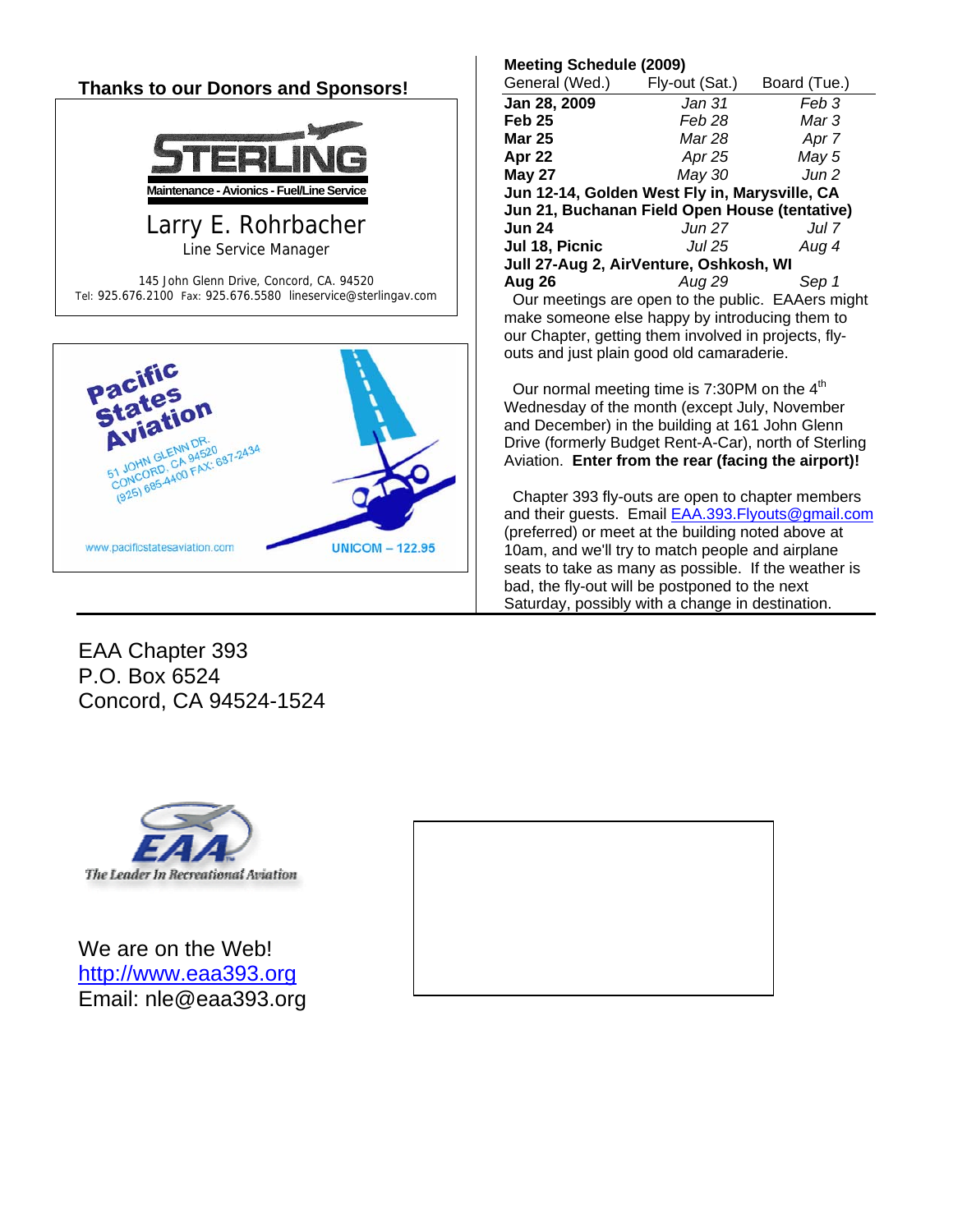## Thanks to our Donors and Sponsors!

STERLING

Maintenance - Avionics - Fuel/Line Service

Larry E. Rohrbacher

Line Service Manager

145 John Glenn Drive, Concord, CA. 94520

Tel: 925.676.2100 Fax: 925.676.5580 lineservice@sterlingav.com

Pacific States Aviation

51 JOHN GLENN DR.
CONCORD, CA 94520
(925) 685-4400 FAX: 687-2434

www.pacificstatesaviation.com

UNICOM – 122.95

**Meeting Schedule (2009)**

| General (Wed.) | Fly-out (Sat.) | Board (Tue.) |
|---|---|---|
| **Jan 28, 2009** | *Jan 31* | *Feb 3* |
| **Feb 25** | *Feb 28* | *Mar 3* |
| **Mar 25** | *Mar 28* | *Apr 7* |
| **Apr 22** | *Apr 25* | *May 5* |
| **May 27** | *May 30* | *Jun 2* |
| **Jun 12-14, Golden West Fly in, Marysville, CA** | | |
| **Jun 21, Buchanan Field Open House (tentative)** | | |
| **Jun 24** | *Jun 27* | *Jul 7* |
| **Jul 18, Picnic** | *Jul 25* | *Aug 4* |
| **Jull 27-Aug 2, AirVenture, Oshkosh, WI** | | |
| **Aug 26** | *Aug 29* | *Sep 1* |

Our meetings are open to the public. EAAers might make someone else happy by introducing them to our Chapter, getting them involved in projects, fly-outs and just plain good old camaraderie.

Our normal meeting time is 7:30PM on the 4th Wednesday of the month (except July, November and December) in the building at 161 John Glenn Drive (formerly Budget Rent-A-Car), north of Sterling Aviation. **Enter from the rear (facing the airport)!**

Chapter 393 fly-outs are open to chapter members and their guests. Email EAA.393.Flyouts@gmail.com (preferred) or meet at the building noted above at 10am, and we'll try to match people and airplane seats to take as many as possible. If the weather is bad, the fly-out will be postponed to the next Saturday, possibly with a change in destination.

EAA Chapter 393
P.O. Box 6524
Concord, CA 94524-1524

EAA
*The Leader In Recreational Aviation*

We are on the Web!
http://www.eaa393.org
Email: nle@eaa393.org